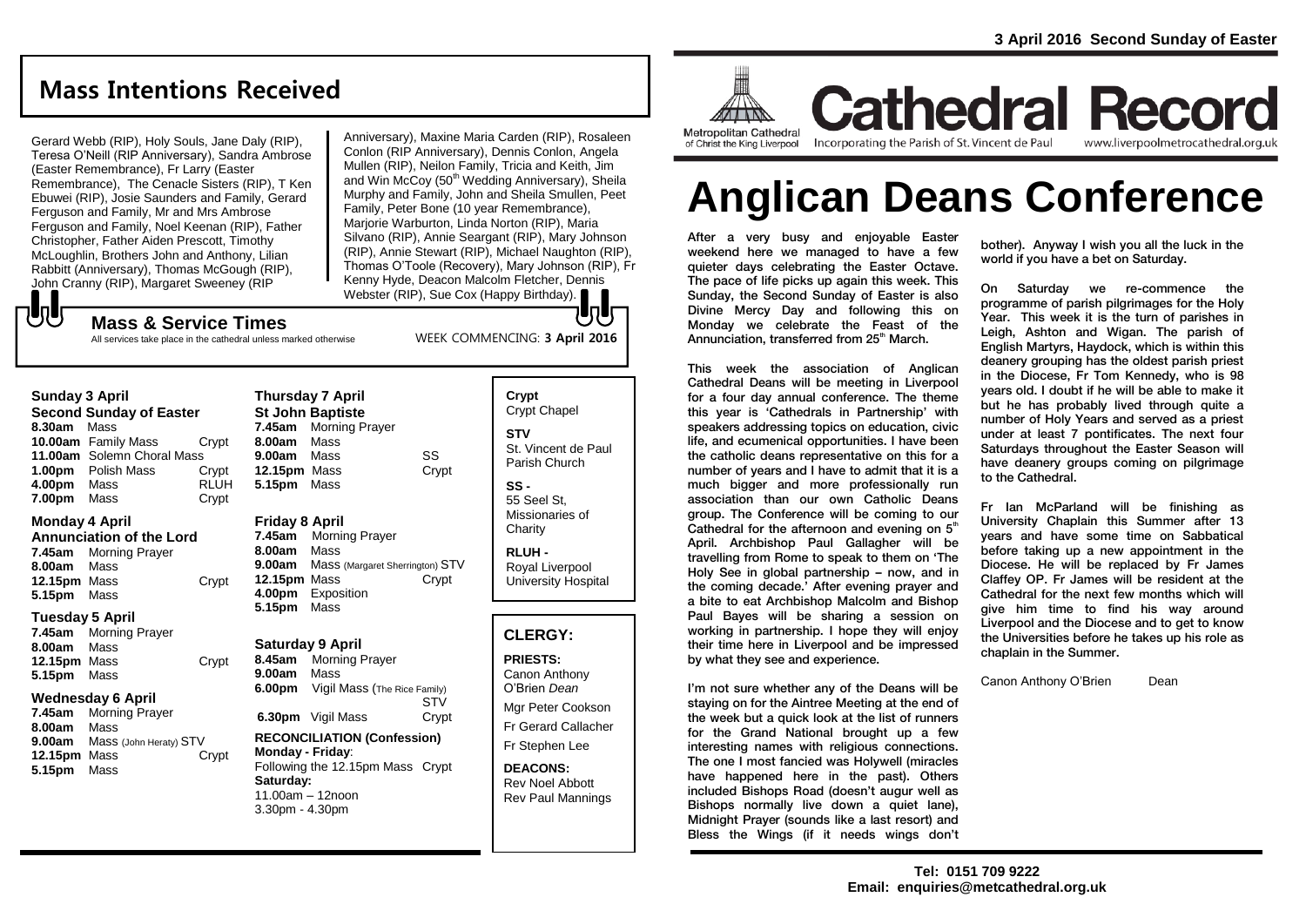3 April 2016 Second Sunday of Easter

# Cathedral Record

Metropolitan Cathedral of Christ the King Liverpool

Incorporating the Parish of St. Vincent de Paul

www.liverpoolmetrocathedral.org.uk

# Anglican Deans Conference

After a very busy and enjoyable Easter weekend here we managed to have a few quieter days celebrating the Easter Octave. The pace of life picks up again this week. This Sunday, the Second Sunday of Easter is also Divine Mercy Day and following this on Monday we celebrate the Feast of the Annunciation, transferred from 25th March.

This week the association of Anglican Cathedral Deans will be meeting in Liverpool for a four day annual conference. The theme this year is 'Cathedrals in Partnership' with speakers addressing topics on education, civic life, and ecumenical opportunities. I have been the catholic deans representative on this for a number of years and I have to admit that it is a much bigger and more professionally run association than our own Catholic Deans group. The Conference will be coming to our Cathedral for the afternoon and evening on 5th April. Archbishop Paul Gallagher will be travelling from Rome to speak to them on 'The Holy See in global partnership – now, and in the coming decade.' After evening prayer and a bite to eat Archbishop Malcolm and Bishop Paul Bayes will be sharing a session on working in partnership. I hope they will enjoy their time here in Liverpool and be impressed by what they see and experience.

I'm not sure whether any of the Deans will be staying on for the Aintree Meeting at the end of the week but a quick look at the list of runners for the Grand National brought up a few interesting names with religious connections. The one I most fancied was Holywell (miracles have happened here in the past). Others included Bishops Road (doesn't augur well as Bishops normally live down a quiet lane), Midnight Prayer (sounds like a last resort) and Bless the Wings (if it needs wings don't bother). Anyway I wish you all the luck in the world if you have a bet on Saturday.

On Saturday we re-commence the programme of parish pilgrimages for the Holy Year. This week it is the turn of parishes in Leigh, Ashton and Wigan. The parish of English Martyrs, Haydock, which is within this deanery grouping has the oldest parish priest in the Diocese, Fr Tom Kennedy, who is 98 years old. I doubt if he will be able to make it but he has probably lived through quite a number of Holy Years and served as a priest under at least 7 pontificates. The next four Saturdays throughout the Easter Season will have deanery groups coming on pilgrimage to the Cathedral.

Fr Ian McParland will be finishing as University Chaplain this Summer after 13 years and have some time on Sabbatical before taking up a new appointment in the Diocese. He will be replaced by Fr James Claffey OP. Fr James will be resident at the Cathedral for the next few months which will give him time to find his way around Liverpool and the Diocese and to get to know the Universities before he takes up his role as chaplain in the Summer.

Canon Anthony O'Brien Dean

## Mass Intentions Received

Gerard Webb (RIP), Holy Souls, Jane Daly (RIP), Teresa O'Neill (RIP Anniversary), Sandra Ambrose (Easter Remembrance), Fr Larry (Easter Remembrance), The Cenacle Sisters (RIP), T Ken Ebuwei (RIP), Josie Saunders and Family, Gerard Ferguson and Family, Mr and Mrs Ambrose Ferguson and Family, Noel Keenan (RIP), Father Christopher, Father Aiden Prescott, Timothy McLoughlin, Brothers John and Anthony, Lilian Rabbitt (Anniversary), Thomas McGough (RIP), John Cranny (RIP), Margaret Sweeney (RIP Anniversary), Maxine Maria Carden (RIP), Rosaleen Conlon (RIP Anniversary), Dennis Conlon, Angela Mullen (RIP), Neilon Family, Tricia and Keith, Jim and Win McCoy (50th Wedding Anniversary), Sheila Murphy and Family, John and Sheila Smullen, Peet Family, Peter Bone (10 year Remembrance), Marjorie Warburton, Linda Norton (RIP), Maria Silvano (RIP), Annie Seargant (RIP), Mary Johnson (RIP), Annie Stewart (RIP), Michael Naughton (RIP), Thomas O'Toole (Recovery), Mary Johnson (RIP), Fr Kenny Hyde, Deacon Malcolm Fletcher, Dennis Webster (RIP), Sue Cox (Happy Birthday).

## Mass & Service Times

All services take place in the cathedral unless marked otherwise

WEEK COMMENCING: **3 April 2016**

### Sunday 3 April
**Second Sunday of Easter**

| | | |
|---|---|---|
| **8.30am** | Mass | |
| **10.00am** | Family Mass | Crypt |
| **11.00am** | Solemn Choral Mass | |
| **1.00pm** | Polish Mass | Crypt |
| **4.00pm** | Mass | RLUH |
| **7.00pm** | Mass | Crypt |

### Monday 4 April
**Annunciation of the Lord**

| | | |
|---|---|---|
| **7.45am** | Morning Prayer | |
| **8.00am** | Mass | |
| **12.15pm** | Mass | Crypt |
| **5.15pm** | Mass | |

### Tuesday 5 April

| | | |
|---|---|---|
| **7.45am** | Morning Prayer | |
| **8.00am** | Mass | |
| **12.15pm** | Mass | Crypt |
| **5.15pm** | Mass | |

### Wednesday 6 April

| | | |
|---|---|---|
| **7.45am** | Morning Prayer | |
| **8.00am** | Mass | |
| **9.00am** | Mass (John Heraty) | STV |
| **12.15pm** | Mass | Crypt |
| **5.15pm** | Mass | |

### Thursday 7 April
**St John Baptiste**

| | | |
|---|---|---|
| **7.45am** | Morning Prayer | |
| **8.00am** | Mass | |
| **9.00am** | Mass | SS |
| **12.15pm** | Mass | Crypt |
| **5.15pm** | Mass | |

### Friday 8 April

| | | |
|---|---|---|
| **7.45am** | Morning Prayer | |
| **8.00am** | Mass | |
| **9.00am** | Mass (Margaret Sherrington) | STV |
| **12.15pm** | Mass | Crypt |
| **4.00pm** | Exposition | |
| **5.15pm** | Mass | |

### Saturday 9 April

| | | |
|---|---|---|
| **8.45am** | Morning Prayer | |
| **9.00am** | Mass | |
| **6.00pm** | Vigil Mass (The Rice Family) | STV |
| **6.30pm** | Vigil Mass | Crypt |

**RECONCILIATION (Confession)**

**Monday - Friday**: Following the 12.15pm Mass Crypt

**Saturday:** 11.00am – 12noon, 3.30pm - 4.30pm

**Crypt** Crypt Chapel

**STV** St. Vincent de Paul Parish Church

**SS -** 55 Seel St, Missionaries of Charity

**RLUH -** Royal Liverpool University Hospital

## CLERGY:

**PRIESTS:**
Canon Anthony O'Brien *Dean*
Mgr Peter Cookson
Fr Gerard Callacher
Fr Stephen Lee

**DEACONS:**
Rev Noel Abbott
Rev Paul Mannings

**Tel: 0151 709 9222**
**Email: enquiries@metcathedral.org.uk**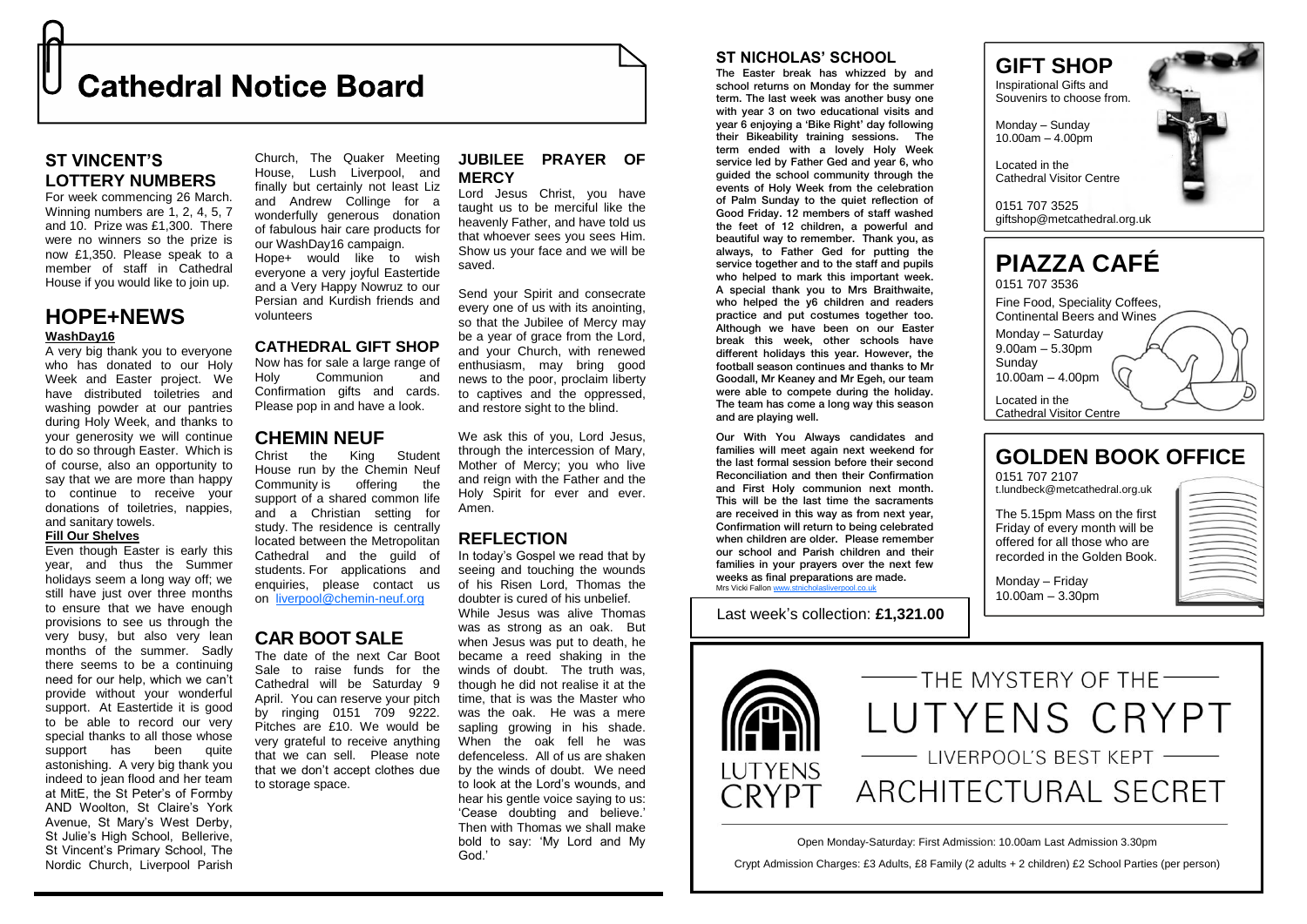# Cathedral Notice Board

## ST VINCENT'S LOTTERY NUMBERS

For week commencing 26 March. Winning numbers are 1, 2, 4, 5, 7 and 10. Prize was £1,300. There were no winners so the prize is now £1,350. Please speak to a member of staff in Cathedral House if you would like to join up.

## HOPE+NEWS

**WashDay16**

A very big thank you to everyone who has donated to our Holy Week and Easter project. We have distributed toiletries and washing powder at our pantries during Holy Week, and thanks to your generosity we will continue to do so through Easter. Which is of course, also an opportunity to say that we are more than happy to continue to receive your donations of toiletries, nappies, and sanitary towels.

**Fill Our Shelves**

Even though Easter is early this year, and thus the Summer holidays seem a long way off; we still have just over three months to ensure that we have enough provisions to see us through the very busy, but also very lean months of the summer. Sadly there seems to be a continuing need for our help, which we can't provide without your wonderful support. At Eastertide it is good to be able to record our very special thanks to all those whose support has been quite astonishing. A very big thank you indeed to jean flood and her team at MitE, the St Peter's of Formby AND Woolton, St Claire's York Avenue, St Mary's West Derby, St Julie's High School, Bellerive, St Vincent's Primary School, The Nordic Church, Liverpool Parish Church, The Quaker Meeting House, Lush Liverpool, and finally but certainly not least Liz and Andrew Collinge for a wonderfully generous donation of fabulous hair care products for our WashDay16 campaign.

Hope+ would like to wish everyone a very joyful Eastertide and a Very Happy Nowruz to our Persian and Kurdish friends and volunteers

## CATHEDRAL GIFT SHOP

Now has for sale a large range of Holy Communion and Confirmation gifts and cards. Please pop in and have a look.

## CHEMIN NEUF

Christ the King Student House run by the Chemin Neuf Community is offering the support of a shared common life and a Christian setting for study. The residence is centrally located between the Metropolitan Cathedral and the guild of students. For applications and enquiries, please contact us on liverpool@chemin-neuf.org

## CAR BOOT SALE

The date of the next Car Boot Sale to raise funds for the Cathedral will be Saturday 9 April. You can reserve your pitch by ringing 0151 709 9222. Pitches are £10. We would be very grateful to receive anything that we can sell. Please note that we don't accept clothes due to storage space.

## JUBILEE PRAYER OF MERCY

Lord Jesus Christ, you have taught us to be merciful like the heavenly Father, and have told us that whoever sees you sees Him. Show us your face and we will be saved.

Send your Spirit and consecrate every one of us with its anointing, so that the Jubilee of Mercy may be a year of grace from the Lord, and your Church, with renewed enthusiasm, may bring good news to the poor, proclaim liberty to captives and the oppressed, and restore sight to the blind.

We ask this of you, Lord Jesus, through the intercession of Mary, Mother of Mercy; you who live and reign with the Father and the Holy Spirit for ever and ever. Amen.

## REFLECTION

In today's Gospel we read that by seeing and touching the wounds of his Risen Lord, Thomas the doubter is cured of his unbelief.

While Jesus was alive Thomas was as strong as an oak. But when Jesus was put to death, he became a reed shaking in the winds of doubt. The truth was, though he did not realise it at the time, that is was the Master who was the oak. He was a mere sapling growing in his shade. When the oak fell he was defenceless. All of us are shaken by the winds of doubt. We need to look at the Lord's wounds, and hear his gentle voice saying to us: 'Cease doubting and believe.' Then with Thomas we shall make bold to say: 'My Lord and My God.'

## ST NICHOLAS' SCHOOL

The Easter break has whizzed by and school returns on Monday for the summer term. The last week was another busy one with year 3 on two educational visits and year 6 enjoying a 'Bike Right' day following their Bikeability training sessions. The term ended with a lovely Holy Week service led by Father Ged and year 6, who guided the school community through the events of Holy Week from the celebration of Palm Sunday to the quiet reflection of Good Friday. 12 members of staff washed the feet of 12 children, a powerful and beautiful way to remember. Thank you, as always, to Father Ged for putting the service together and to the staff and pupils who helped to mark this important week. A special thank you to Mrs Braithwaite, who helped the y6 children and readers practice and put costumes together too. Although we have been on our Easter break this week, other schools have different holidays this year. However, the football season continues and thanks to Mr Goodall, Mr Keaney and Mr Egeh, our team were able to compete during the holiday. The team has come a long way this season and are playing well.

Our With You Always candidates and families will meet again next weekend for the last formal session before their second Reconciliation and then their Confirmation and First Holy communion next month. This will be the last time the sacraments are received in this way as from next year, Confirmation will return to being celebrated when children are older. Please remember our school and Parish children and their families in your prayers over the next few weeks as final preparations are made.

Mrs Vicki Fallon www.stnicholasliverpool.co.uk

Last week's collection: **£1,321.00**

## GIFT SHOP

Inspirational Gifts and Souvenirs to choose from.

Monday – Sunday
10.00am – 4.00pm

Located in the Cathedral Visitor Centre

0151 707 3525
giftshop@metcathedral.org.uk

## PIAZZA CAFÉ

0151 707 3536

Fine Food, Speciality Coffees, Continental Beers and Wines

Monday – Saturday
9.00am – 5.30pm
Sunday
10.00am – 4.00pm

Located in the Cathedral Visitor Centre

## GOLDEN BOOK OFFICE

0151 707 2107
t.lundbeck@metcathedral.org.uk

The 5.15pm Mass on the first Friday of every month will be offered for all those who are recorded in the Golden Book.

Monday – Friday
10.00am – 3.30pm

LUTYENS CRYPT

THE MYSTERY OF THE LUTYENS CRYPT

LIVERPOOL'S BEST KEPT ARCHITECTURAL SECRET

Open Monday-Saturday: First Admission: 10.00am Last Admission 3.30pm

Crypt Admission Charges: £3 Adults, £8 Family (2 adults + 2 children) £2 School Parties (per person)